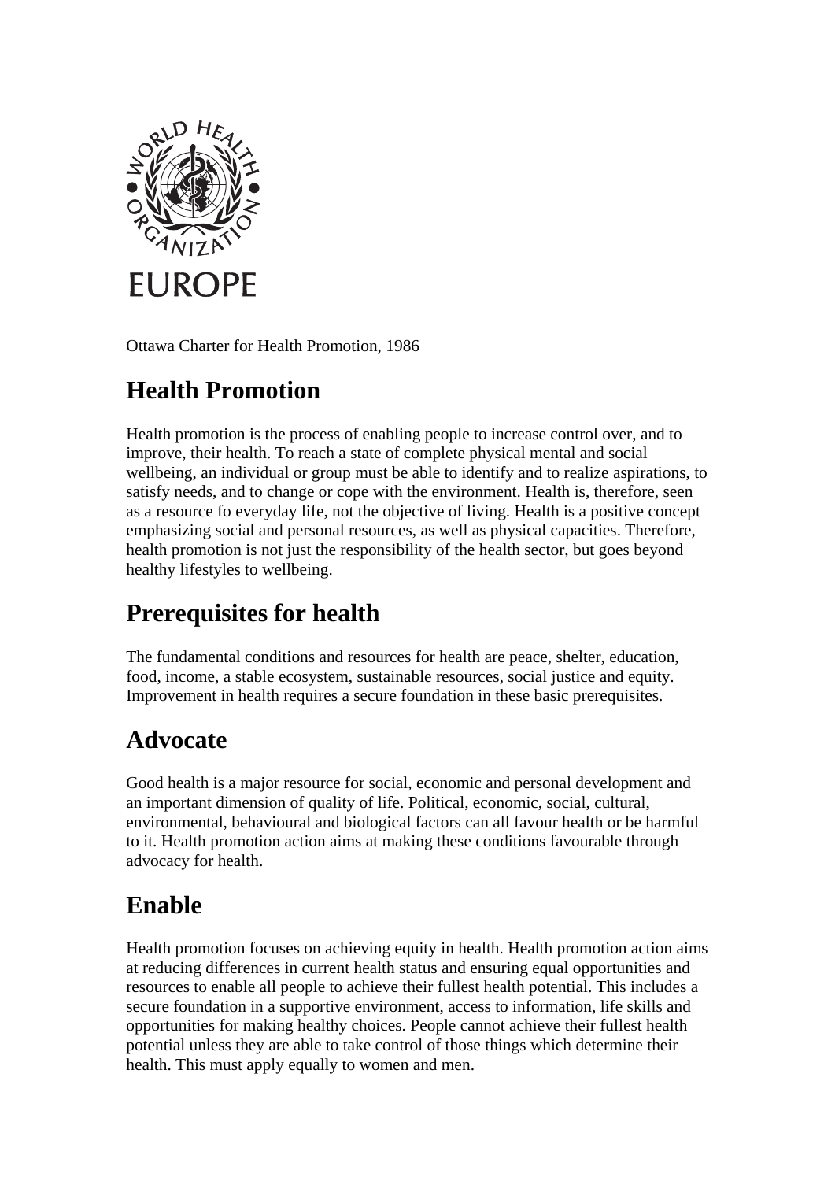WORLD HEALTH ORGANIZATION

EUROPE

Ottawa Charter for Health Promotion, 1986

## Health Promotion

Health promotion is the process of enabling people to increase control over, and to improve, their health. To reach a state of complete physical mental and social wellbeing, an individual or group must be able to identify and to realize aspirations, to satisfy needs, and to change or cope with the environment. Health is, therefore, seen as a resource fo everyday life, not the objective of living. Health is a positive concept emphasizing social and personal resources, as well as physical capacities. Therefore, health promotion is not just the responsibility of the health sector, but goes beyond healthy lifestyles to wellbeing.

## Prerequisites for health

The fundamental conditions and resources for health are peace, shelter, education, food, income, a stable ecosystem, sustainable resources, social justice and equity. Improvement in health requires a secure foundation in these basic prerequisites.

## Advocate

Good health is a major resource for social, economic and personal development and an important dimension of quality of life. Political, economic, social, cultural, environmental, behavioural and biological factors can all favour health or be harmful to it. Health promotion action aims at making these conditions favourable through advocacy for health.

## Enable

Health promotion focuses on achieving equity in health. Health promotion action aims at reducing differences in current health status and ensuring equal opportunities and resources to enable all people to achieve their fullest health potential. This includes a secure foundation in a supportive environment, access to information, life skills and opportunities for making healthy choices. People cannot achieve their fullest health potential unless they are able to take control of those things which determine their health. This must apply equally to women and men.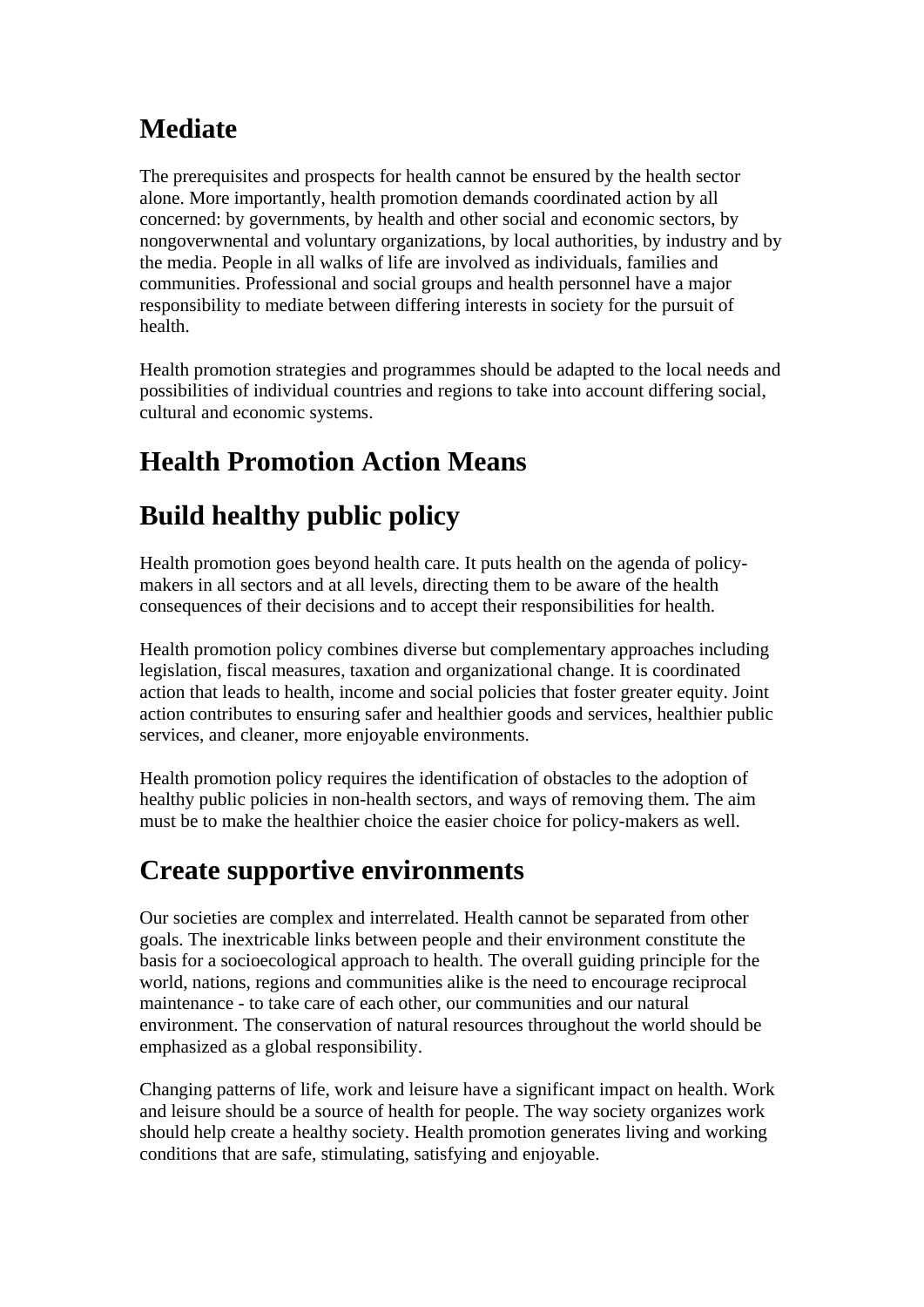## Mediate

The prerequisites and prospects for health cannot be ensured by the health sector alone. More importantly, health promotion demands coordinated action by all concerned: by governments, by health and other social and economic sectors, by nongoverwnental and voluntary organizations, by local authorities, by industry and by the media. People in all walks of life are involved as individuals, families and communities. Professional and social groups and health personnel have a major responsibility to mediate between differing interests in society for the pursuit of health.

Health promotion strategies and programmes should be adapted to the local needs and possibilities of individual countries and regions to take into account differing social, cultural and economic systems.

## Health Promotion Action Means

## Build healthy public policy

Health promotion goes beyond health care. It puts health on the agenda of policy-makers in all sectors and at all levels, directing them to be aware of the health consequences of their decisions and to accept their responsibilities for health.

Health promotion policy combines diverse but complementary approaches including legislation, fiscal measures, taxation and organizational change. It is coordinated action that leads to health, income and social policies that foster greater equity. Joint action contributes to ensuring safer and healthier goods and services, healthier public services, and cleaner, more enjoyable environments.

Health promotion policy requires the identification of obstacles to the adoption of healthy public policies in non-health sectors, and ways of removing them. The aim must be to make the healthier choice the easier choice for policy-makers as well.

## Create supportive environments

Our societies are complex and interrelated. Health cannot be separated from other goals. The inextricable links between people and their environment constitute the basis for a socioecological approach to health. The overall guiding principle for the world, nations, regions and communities alike is the need to encourage reciprocal maintenance - to take care of each other, our communities and our natural environment. The conservation of natural resources throughout the world should be emphasized as a global responsibility.

Changing patterns of life, work and leisure have a significant impact on health. Work and leisure should be a source of health for people. The way society organizes work should help create a healthy society. Health promotion generates living and working conditions that are safe, stimulating, satisfying and enjoyable.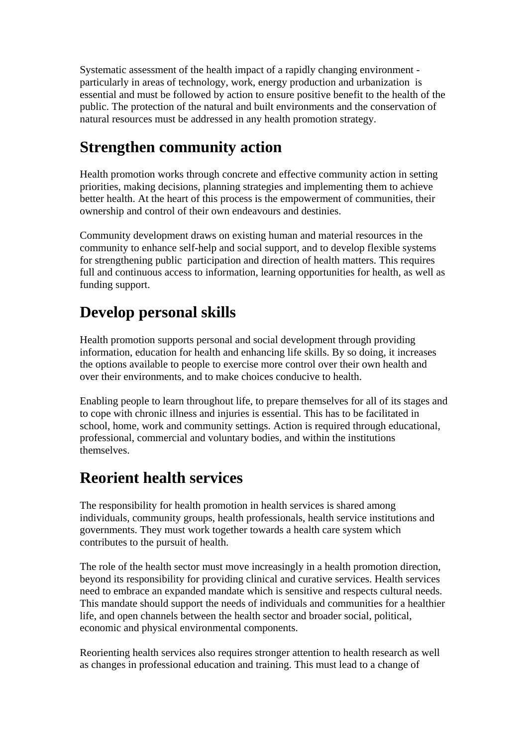Systematic assessment of the health impact of a rapidly changing environment - particularly in areas of technology, work, energy production and urbanization is essential and must be followed by action to ensure positive benefit to the health of the public. The protection of the natural and built environments and the conservation of natural resources must be addressed in any health promotion strategy.

## Strengthen community action

Health promotion works through concrete and effective community action in setting priorities, making decisions, planning strategies and implementing them to achieve better health. At the heart of this process is the empowerment of communities, their ownership and control of their own endeavours and destinies.

Community development draws on existing human and material resources in the community to enhance self-help and social support, and to develop flexible systems for strengthening public participation and direction of health matters. This requires full and continuous access to information, learning opportunities for health, as well as funding support.

## Develop personal skills

Health promotion supports personal and social development through providing information, education for health and enhancing life skills. By so doing, it increases the options available to people to exercise more control over their own health and over their environments, and to make choices conducive to health.

Enabling people to learn throughout life, to prepare themselves for all of its stages and to cope with chronic illness and injuries is essential. This has to be facilitated in school, home, work and community settings. Action is required through educational, professional, commercial and voluntary bodies, and within the institutions themselves.

## Reorient health services

The responsibility for health promotion in health services is shared among individuals, community groups, health professionals, health service institutions and governments. They must work together towards a health care system which contributes to the pursuit of health.

The role of the health sector must move increasingly in a health promotion direction, beyond its responsibility for providing clinical and curative services. Health services need to embrace an expanded mandate which is sensitive and respects cultural needs. This mandate should support the needs of individuals and communities for a healthier life, and open channels between the health sector and broader social, political, economic and physical environmental components.

Reorienting health services also requires stronger attention to health research as well as changes in professional education and training. This must lead to a change of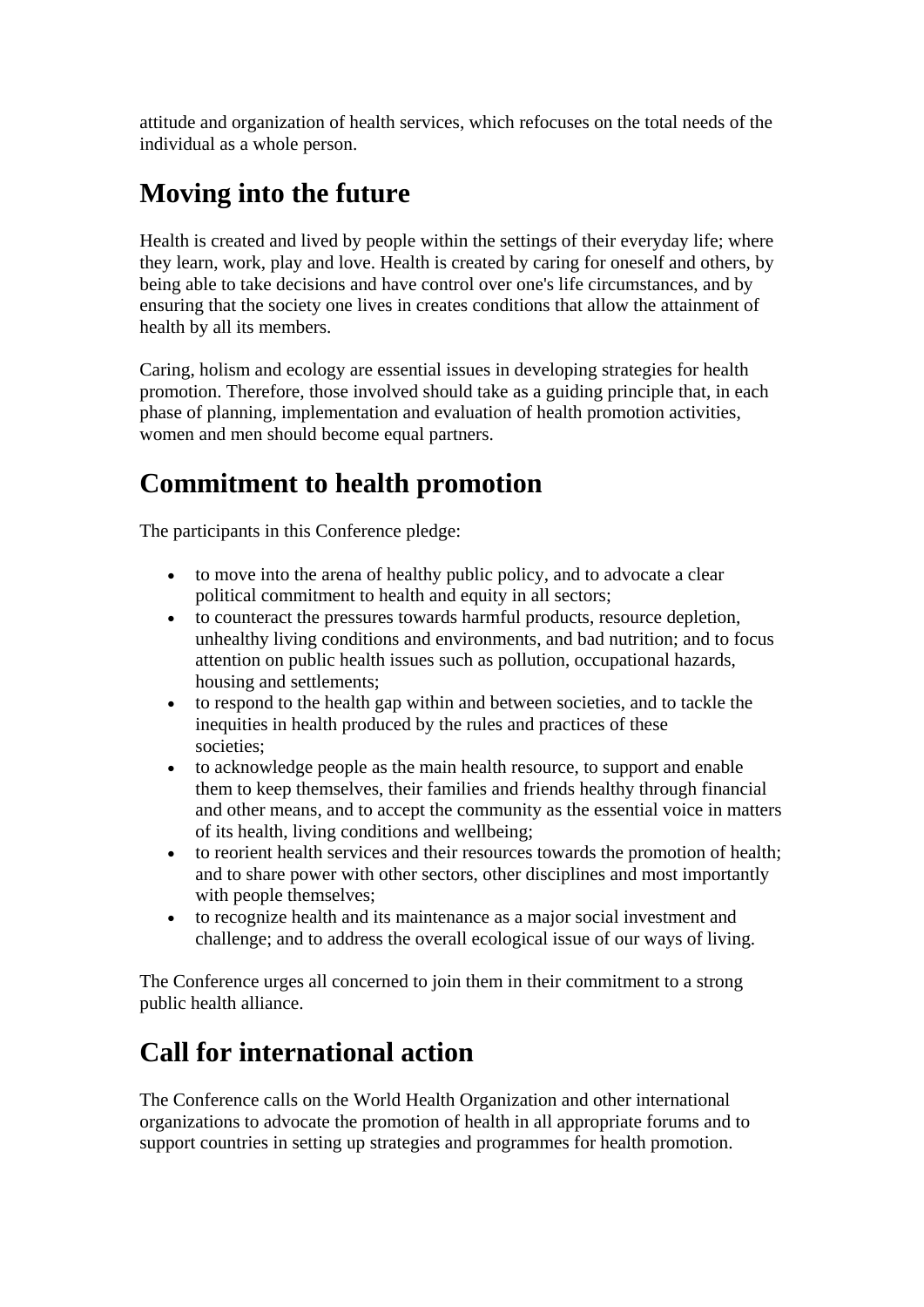attitude and organization of health services, which refocuses on the total needs of the individual as a whole person.

## Moving into the future

Health is created and lived by people within the settings of their everyday life; where they learn, work, play and love. Health is created by caring for oneself and others, by being able to take decisions and have control over one's life circumstances, and by ensuring that the society one lives in creates conditions that allow the attainment of health by all its members.

Caring, holism and ecology are essential issues in developing strategies for health promotion. Therefore, those involved should take as a guiding principle that, in each phase of planning, implementation and evaluation of health promotion activities, women and men should become equal partners.

## Commitment to health promotion

The participants in this Conference pledge:

- to move into the arena of healthy public policy, and to advocate a clear political commitment to health and equity in all sectors;
- to counteract the pressures towards harmful products, resource depletion, unhealthy living conditions and environments, and bad nutrition; and to focus attention on public health issues such as pollution, occupational hazards, housing and settlements;
- to respond to the health gap within and between societies, and to tackle the inequities in health produced by the rules and practices of these societies;
- to acknowledge people as the main health resource, to support and enable them to keep themselves, their families and friends healthy through financial and other means, and to accept the community as the essential voice in matters of its health, living conditions and wellbeing;
- to reorient health services and their resources towards the promotion of health; and to share power with other sectors, other disciplines and most importantly with people themselves;
- to recognize health and its maintenance as a major social investment and challenge; and to address the overall ecological issue of our ways of living.

The Conference urges all concerned to join them in their commitment to a strong public health alliance.

## Call for international action

The Conference calls on the World Health Organization and other international organizations to advocate the promotion of health in all appropriate forums and to support countries in setting up strategies and programmes for health promotion.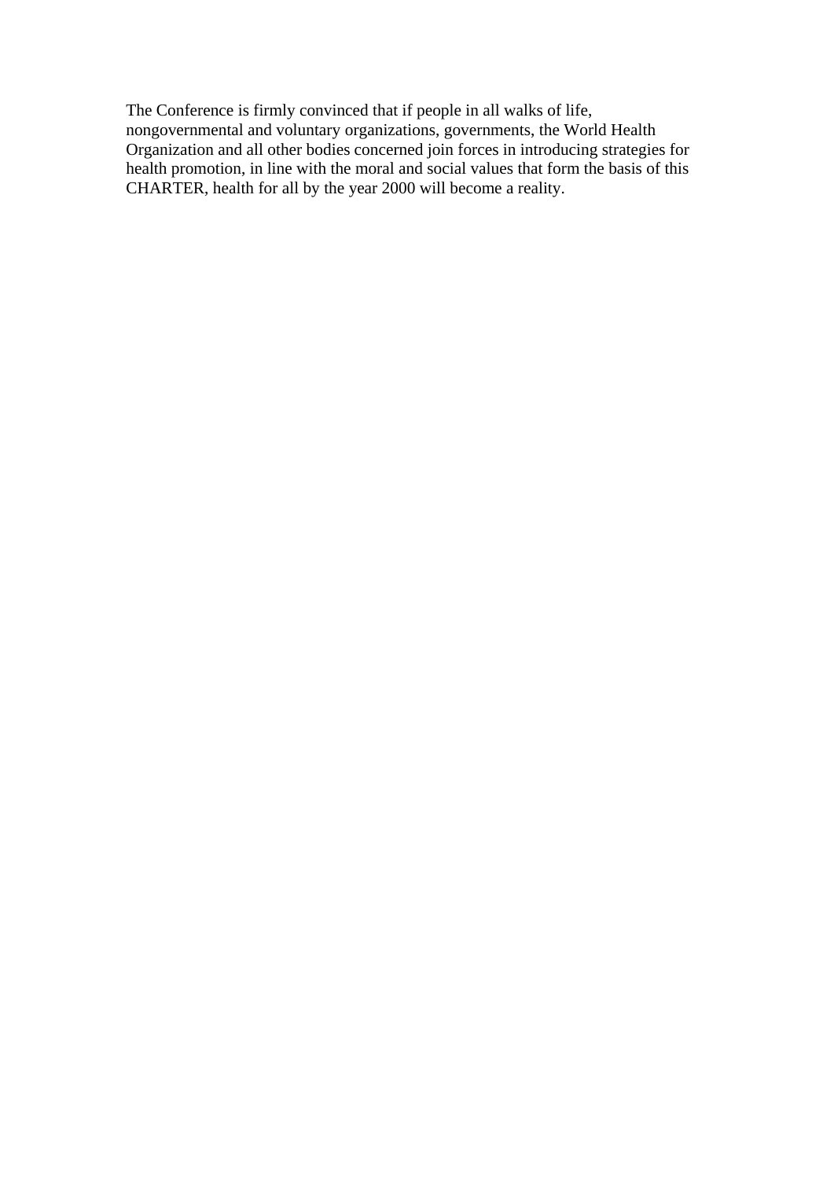The Conference is firmly convinced that if people in all walks of life, nongovernmental and voluntary organizations, governments, the World Health Organization and all other bodies concerned join forces in introducing strategies for health promotion, in line with the moral and social values that form the basis of this CHARTER, health for all by the year 2000 will become a reality.